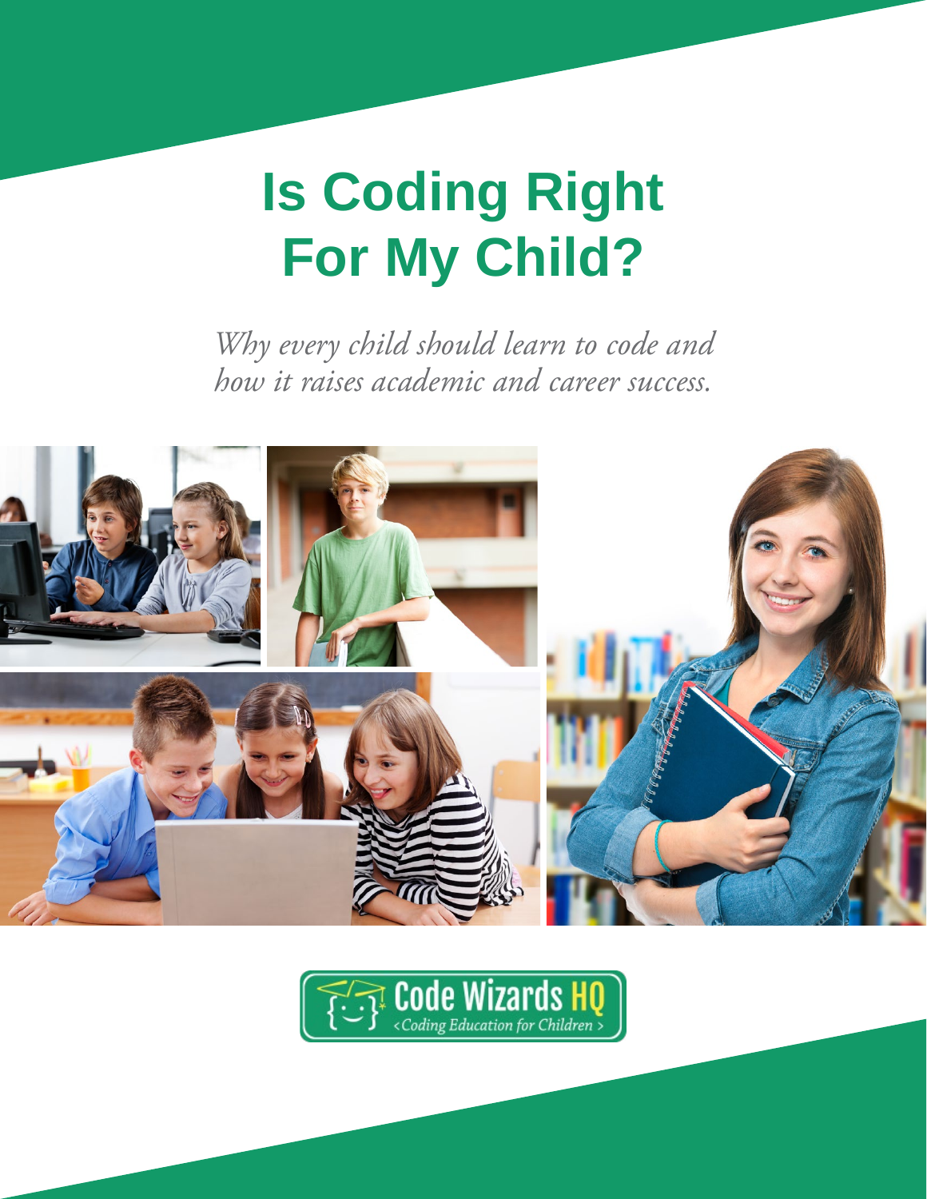# Is Coding Right For My Child?

*Why every child should learn to code and how it raises academic and career success.*

Code Wizards HQ
<Coding Education for Children>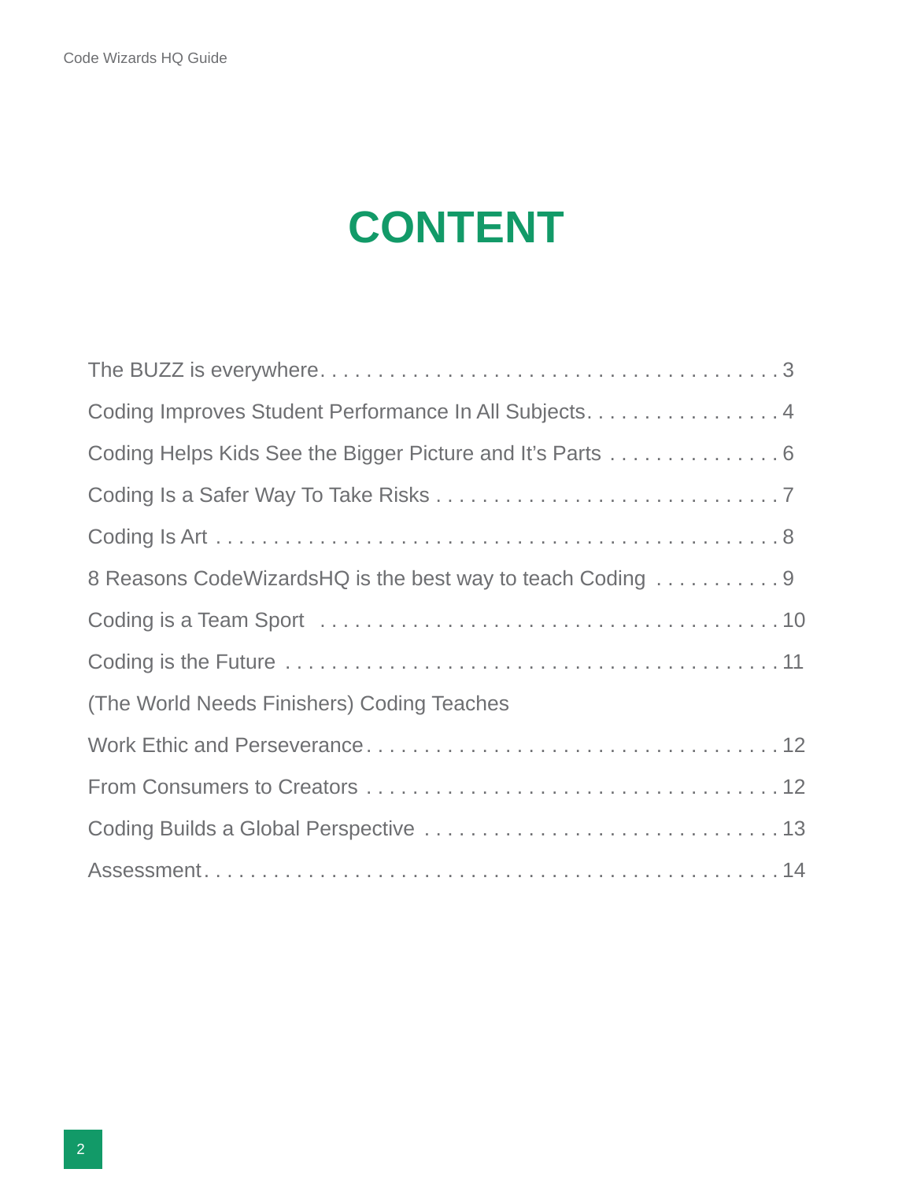# CONTENT

- The BUZZ is everywhere . . . 3
- Coding Improves Student Performance In All Subjects . . . 4
- Coding Helps Kids See the Bigger Picture and It's Parts . . . 6
- Coding Is a Safer Way To Take Risks . . . 7
- Coding Is Art . . . 8
- 8 Reasons CodeWizardsHQ is the best way to teach Coding . . . 9
- Coding is a Team Sport . . . 10
- Coding is the Future . . . 11
- (The World Needs Finishers) Coding Teaches Work Ethic and Perseverance . . . 12
- From Consumers to Creators . . . 12
- Coding Builds a Global Perspective . . . 13
- Assessment . . . 14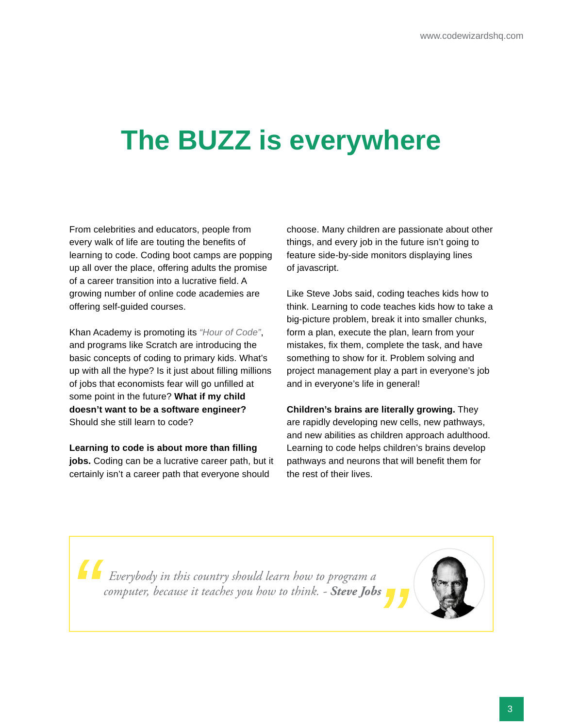# The BUZZ is everywhere

From celebrities and educators, people from every walk of life are touting the benefits of learning to code. Coding boot camps are popping up all over the place, offering adults the promise of a career transition into a lucrative field. A growing number of online code academies are offering self-guided courses.

Khan Academy is promoting its *"Hour of Code"*, and programs like Scratch are introducing the basic concepts of coding to primary kids. What's up with all the hype? Is it just about filling millions of jobs that economists fear will go unfilled at some point in the future? **What if my child doesn't want to be a software engineer?** Should she still learn to code?

**Learning to code is about more than filling jobs.** Coding can be a lucrative career path, but it certainly isn't a career path that everyone should choose. Many children are passionate about other things, and every job in the future isn't going to feature side-by-side monitors displaying lines of javascript.

Like Steve Jobs said, coding teaches kids how to think. Learning to code teaches kids how to take a big-picture problem, break it into smaller chunks, form a plan, execute the plan, learn from your mistakes, fix them, complete the task, and have something to show for it. Problem solving and project management play a part in everyone's job and in everyone's life in general!

**Children's brains are literally growing.** They are rapidly developing new cells, new pathways, and new abilities as children approach adulthood. Learning to code helps children's brains develop pathways and neurons that will benefit them for the rest of their lives.

> *"Everybody in this country should learn how to program a computer, because it teaches you how to think. - **Steve Jobs**"*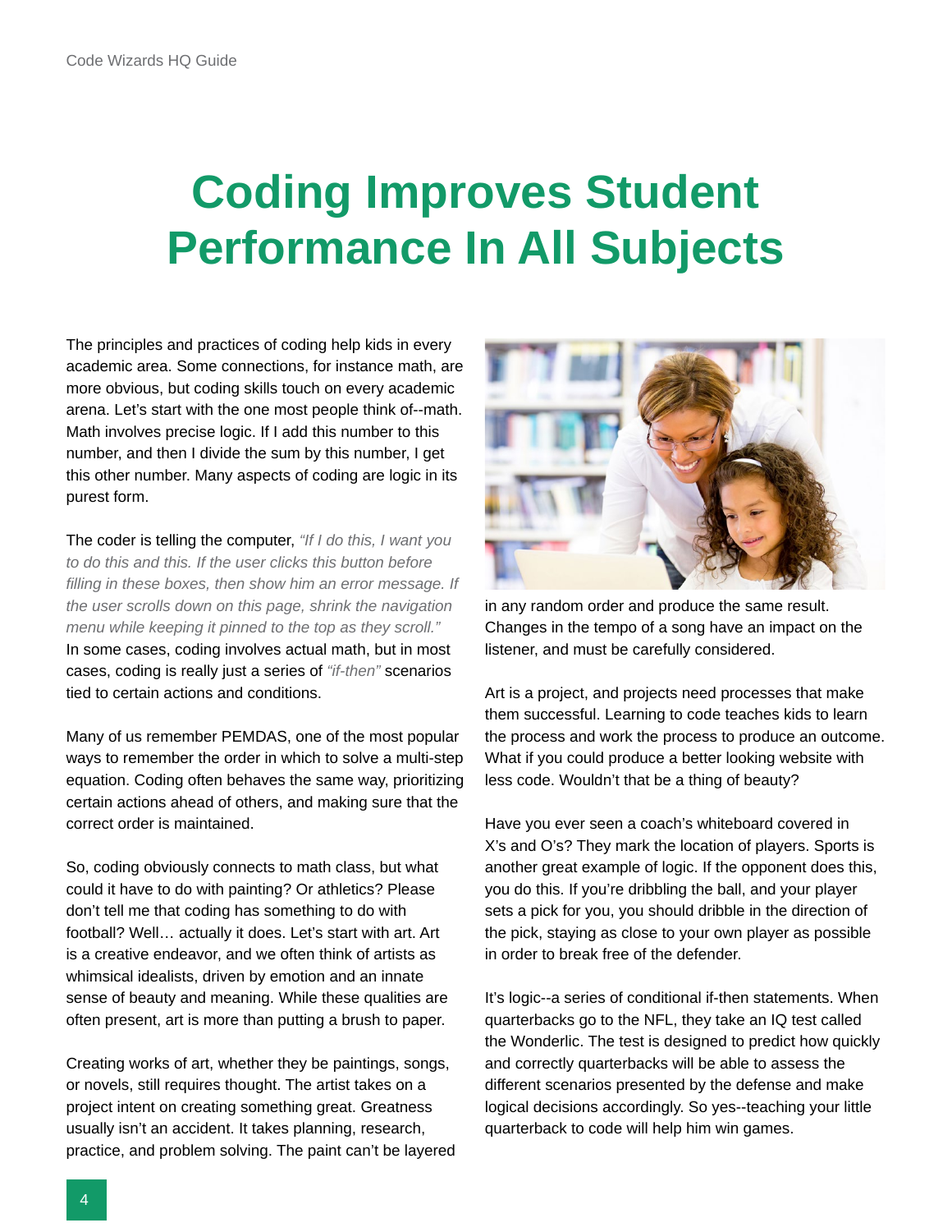# Coding Improves Student Performance In All Subjects

The principles and practices of coding help kids in every academic area. Some connections, for instance math, are more obvious, but coding skills touch on every academic arena. Let's start with the one most people think of--math. Math involves precise logic. If I add this number to this number, and then I divide the sum by this number, I get this other number. Many aspects of coding are logic in its purest form.

The coder is telling the computer, *"If I do this, I want you to do this and this. If the user clicks this button before filling in these boxes, then show him an error message. If the user scrolls down on this page, shrink the navigation menu while keeping it pinned to the top as they scroll."* In some cases, coding involves actual math, but in most cases, coding is really just a series of *"if-then"* scenarios tied to certain actions and conditions.

Many of us remember PEMDAS, one of the most popular ways to remember the order in which to solve a multi-step equation. Coding often behaves the same way, prioritizing certain actions ahead of others, and making sure that the correct order is maintained.

So, coding obviously connects to math class, but what could it have to do with painting? Or athletics? Please don't tell me that coding has something to do with football? Well… actually it does. Let's start with art. Art is a creative endeavor, and we often think of artists as whimsical idealists, driven by emotion and an innate sense of beauty and meaning. While these qualities are often present, art is more than putting a brush to paper.

Creating works of art, whether they be paintings, songs, or novels, still requires thought. The artist takes on a project intent on creating something great. Greatness usually isn't an accident. It takes planning, research, practice, and problem solving. The paint can't be layered in any random order and produce the same result. Changes in the tempo of a song have an impact on the listener, and must be carefully considered.

Art is a project, and projects need processes that make them successful. Learning to code teaches kids to learn the process and work the process to produce an outcome. What if you could produce a better looking website with less code. Wouldn't that be a thing of beauty?

Have you ever seen a coach's whiteboard covered in X's and O's? They mark the location of players. Sports is another great example of logic. If the opponent does this, you do this. If you're dribbling the ball, and your player sets a pick for you, you should dribble in the direction of the pick, staying as close to your own player as possible in order to break free of the defender.

It's logic--a series of conditional if-then statements. When quarterbacks go to the NFL, they take an IQ test called the Wonderlic. The test is designed to predict how quickly and correctly quarterbacks will be able to assess the different scenarios presented by the defense and make logical decisions accordingly. So yes--teaching your little quarterback to code will help him win games.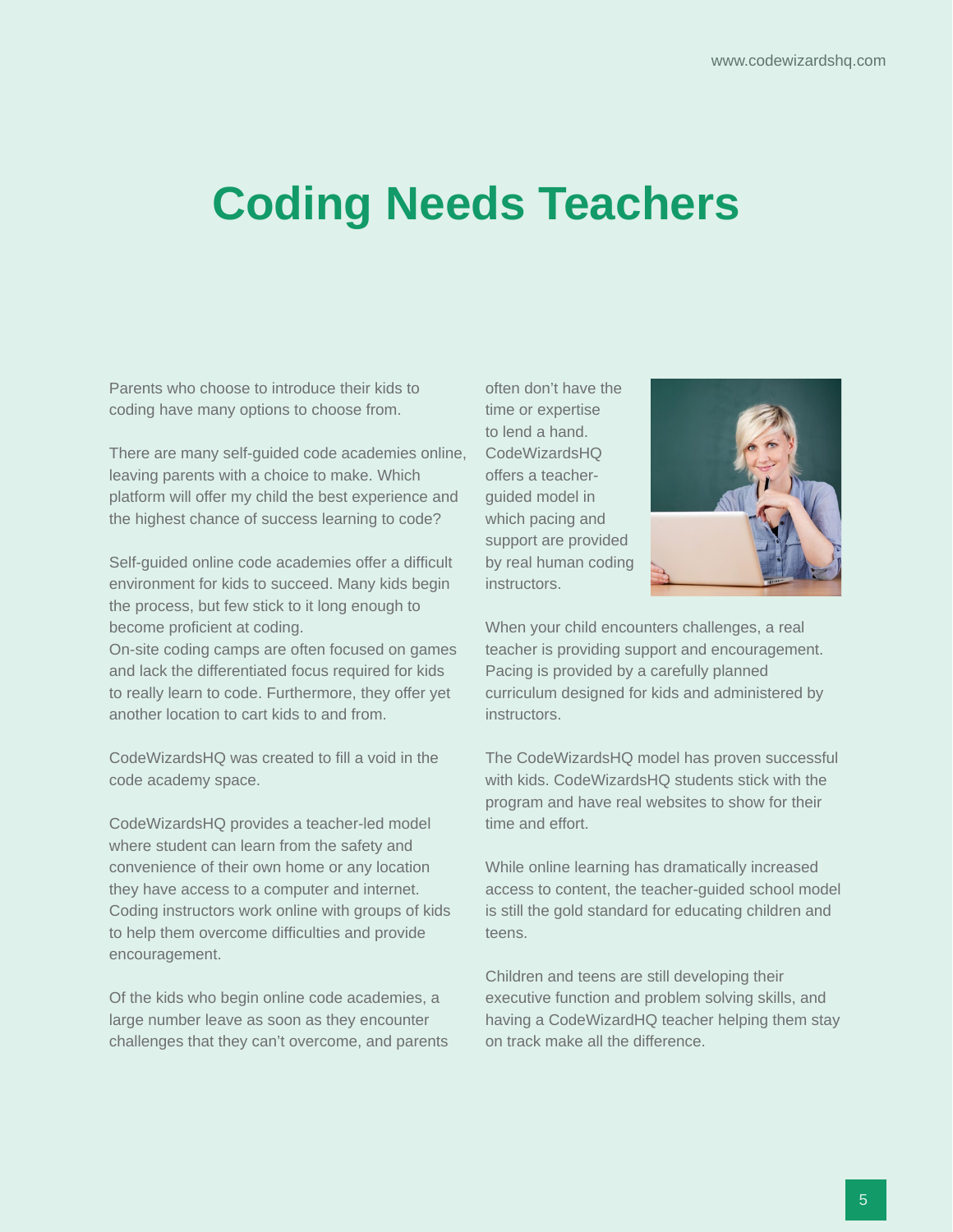# Coding Needs Teachers

Parents who choose to introduce their kids to coding have many options to choose from.

There are many self-guided code academies online, leaving parents with a choice to make. Which platform will offer my child the best experience and the highest chance of success learning to code?

Self-guided online code academies offer a difficult environment for kids to succeed. Many kids begin the process, but few stick to it long enough to become proficient at coding.
On-site coding camps are often focused on games and lack the differentiated focus required for kids to really learn to code. Furthermore, they offer yet another location to cart kids to and from.

CodeWizardsHQ was created to fill a void in the code academy space.

CodeWizardsHQ provides a teacher-led model where student can learn from the safety and convenience of their own home or any location they have access to a computer and internet. Coding instructors work online with groups of kids to help them overcome difficulties and provide encouragement.

Of the kids who begin online code academies, a large number leave as soon as they encounter challenges that they can't overcome, and parents often don't have the time or expertise to lend a hand. CodeWizardsHQ offers a teacher-guided model in which pacing and support are provided by real human coding instructors.

When your child encounters challenges, a real teacher is providing support and encouragement. Pacing is provided by a carefully planned curriculum designed for kids and administered by instructors.

The CodeWizardsHQ model has proven successful with kids. CodeWizardsHQ students stick with the program and have real websites to show for their time and effort.

While online learning has dramatically increased access to content, the teacher-guided school model is still the gold standard for educating children and teens.

Children and teens are still developing their executive function and problem solving skills, and having a CodeWizardHQ teacher helping them stay on track make all the difference.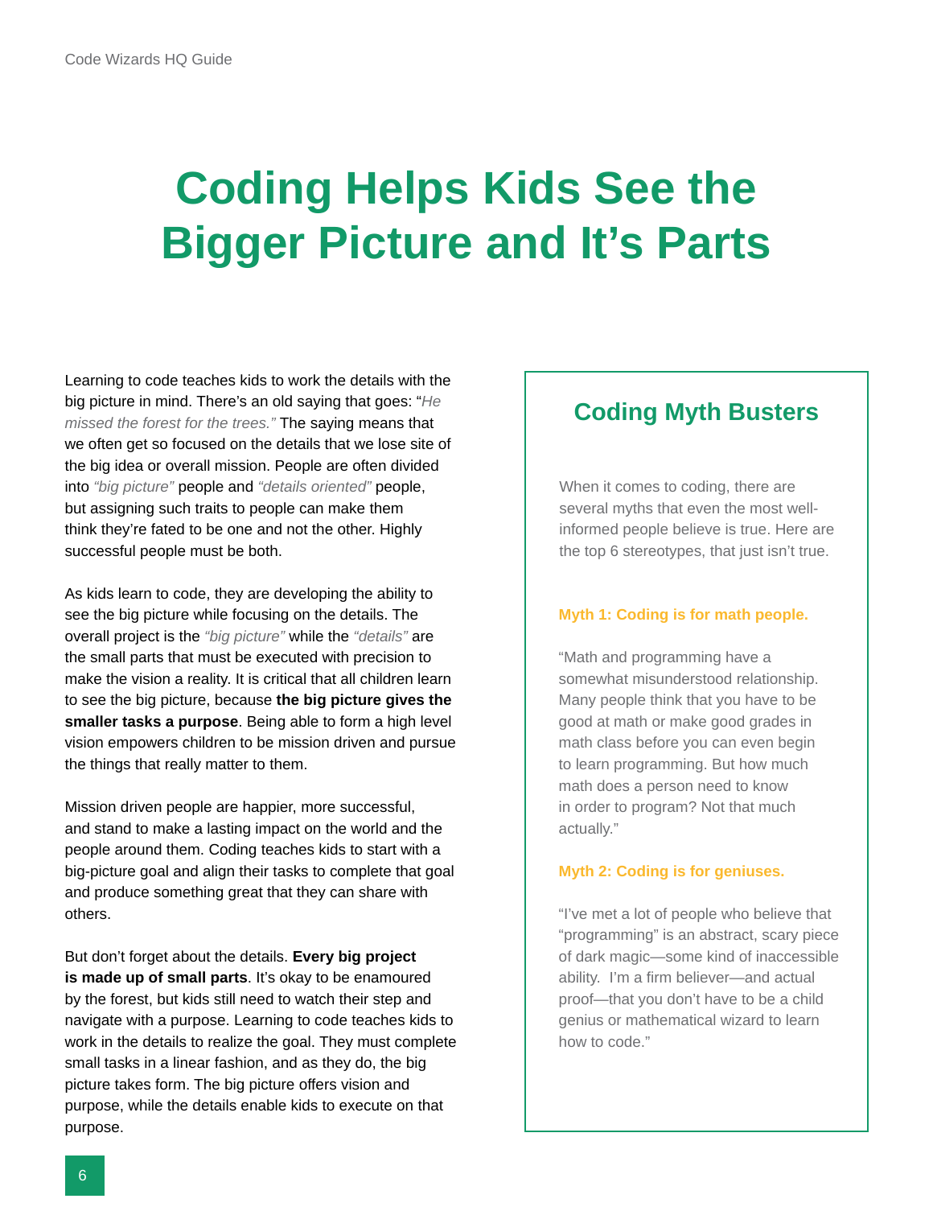# Coding Helps Kids See the Bigger Picture and It's Parts

Learning to code teaches kids to work the details with the big picture in mind. There's an old saying that goes: "*He missed the forest for the trees.*" The saying means that we often get so focused on the details that we lose site of the big idea or overall mission. People are often divided into *"big picture"* people and *"details oriented"* people, but assigning such traits to people can make them think they're fated to be one and not the other. Highly successful people must be both.

As kids learn to code, they are developing the ability to see the big picture while focusing on the details. The overall project is the *"big picture"* while the *"details"* are the small parts that must be executed with precision to make the vision a reality. It is critical that all children learn to see the big picture, because **the big picture gives the smaller tasks a purpose**. Being able to form a high level vision empowers children to be mission driven and pursue the things that really matter to them.

Mission driven people are happier, more successful, and stand to make a lasting impact on the world and the people around them. Coding teaches kids to start with a big-picture goal and align their tasks to complete that goal and produce something great that they can share with others.

But don't forget about the details. **Every big project is made up of small parts**. It's okay to be enamoured by the forest, but kids still need to watch their step and navigate with a purpose. Learning to code teaches kids to work in the details to realize the goal. They must complete small tasks in a linear fashion, and as they do, the big picture takes form. The big picture offers vision and purpose, while the details enable kids to execute on that purpose.

## Coding Myth Busters

When it comes to coding, there are several myths that even the most well-informed people believe is true. Here are the top 6 stereotypes, that just isn't true.

**Myth 1: Coding is for math people.**

"Math and programming have a somewhat misunderstood relationship. Many people think that you have to be good at math or make good grades in math class before you can even begin to learn programming. But how much math does a person need to know in order to program? Not that much actually."

**Myth 2: Coding is for geniuses.**

"I've met a lot of people who believe that "programming" is an abstract, scary piece of dark magic—some kind of inaccessible ability. I'm a firm believer—and actual proof—that you don't have to be a child genius or mathematical wizard to learn how to code."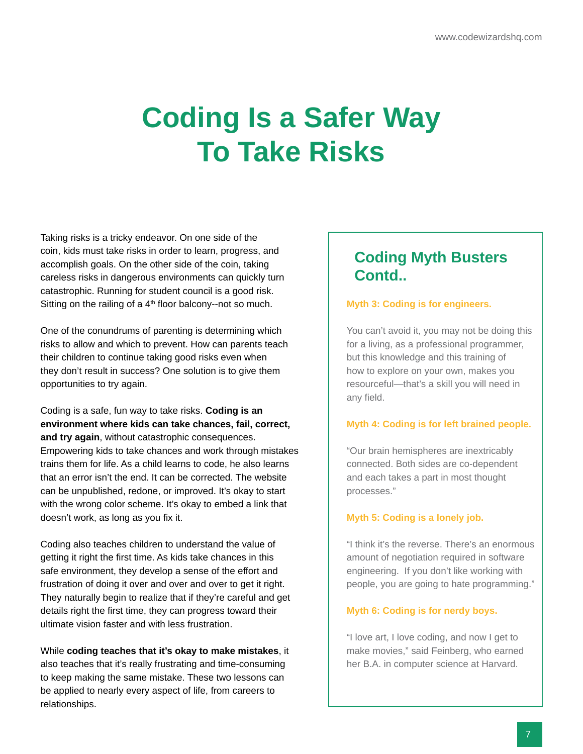# Coding Is a Safer Way To Take Risks

Taking risks is a tricky endeavor. On one side of the coin, kids must take risks in order to learn, progress, and accomplish goals. On the other side of the coin, taking careless risks in dangerous environments can quickly turn catastrophic. Running for student council is a good risk. Sitting on the railing of a 4th floor balcony--not so much.

One of the conundrums of parenting is determining which risks to allow and which to prevent. How can parents teach their children to continue taking good risks even when they don't result in success? One solution is to give them opportunities to try again.

Coding is a safe, fun way to take risks. **Coding is an environment where kids can take chances, fail, correct, and try again**, without catastrophic consequences. Empowering kids to take chances and work through mistakes trains them for life. As a child learns to code, he also learns that an error isn't the end. It can be corrected. The website can be unpublished, redone, or improved. It's okay to start with the wrong color scheme. It's okay to embed a link that doesn't work, as long as you fix it.

Coding also teaches children to understand the value of getting it right the first time. As kids take chances in this safe environment, they develop a sense of the effort and frustration of doing it over and over and over to get it right. They naturally begin to realize that if they're careful and get details right the first time, they can progress toward their ultimate vision faster and with less frustration.

While **coding teaches that it's okay to make mistakes**, it also teaches that it's really frustrating and time-consuming to keep making the same mistake. These two lessons can be applied to nearly every aspect of life, from careers to relationships.

## Coding Myth Busters Contd..

**Myth 3: Coding is for engineers.**

You can't avoid it, you may not be doing this for a living, as a professional programmer, but this knowledge and this training of how to explore on your own, makes you resourceful—that's a skill you will need in any field.

**Myth 4: Coding is for left brained people.**

"Our brain hemispheres are inextricably connected. Both sides are co-dependent and each takes a part in most thought processes."

**Myth 5: Coding is a lonely job.**

"I think it's the reverse. There's an enormous amount of negotiation required in software engineering. If you don't like working with people, you are going to hate programming."

**Myth 6: Coding is for nerdy boys.**

"I love art, I love coding, and now I get to make movies," said Feinberg, who earned her B.A. in computer science at Harvard.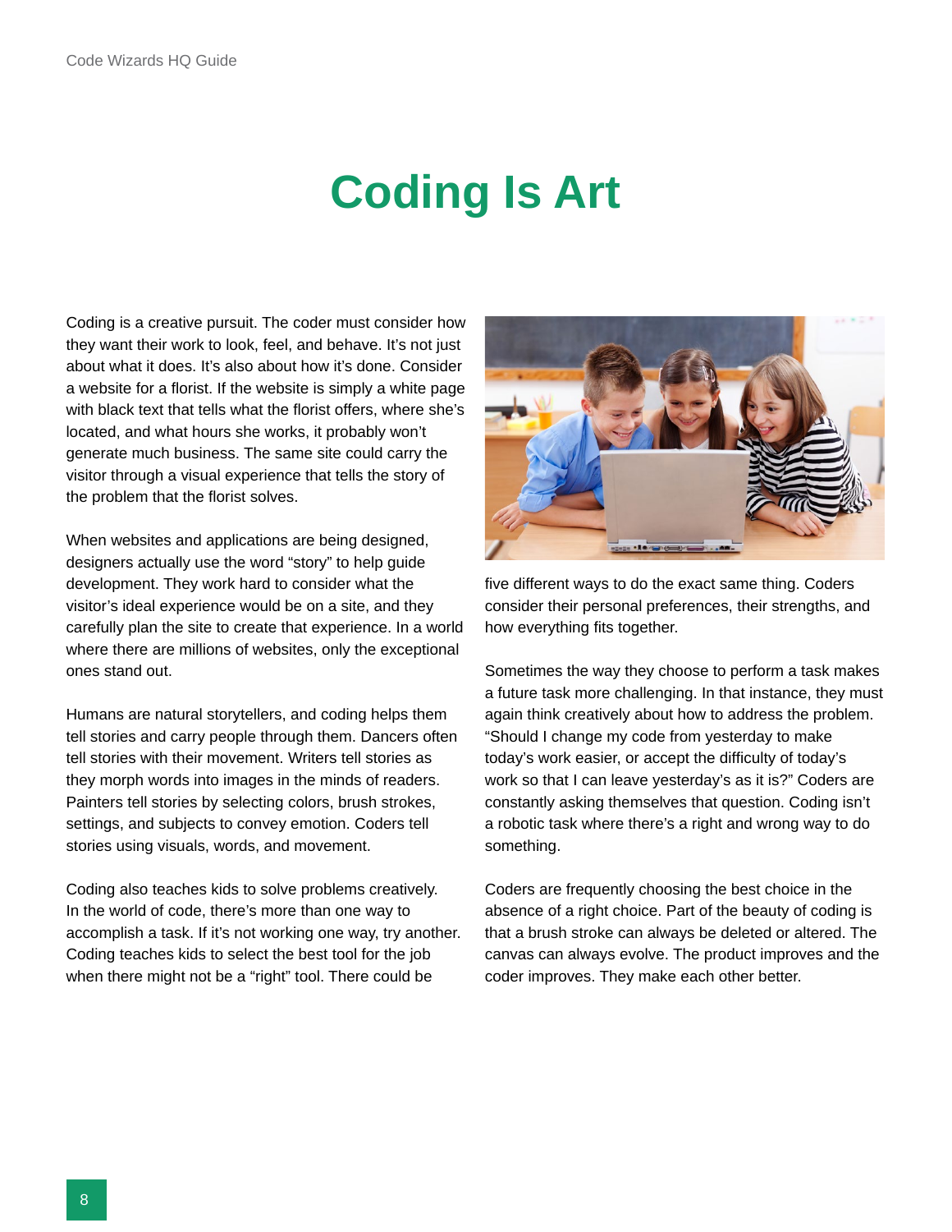# Coding Is Art

Coding is a creative pursuit. The coder must consider how they want their work to look, feel, and behave. It's not just about what it does. It's also about how it's done. Consider a website for a florist. If the website is simply a white page with black text that tells what the florist offers, where she's located, and what hours she works, it probably won't generate much business. The same site could carry the visitor through a visual experience that tells the story of the problem that the florist solves.

When websites and applications are being designed, designers actually use the word "story" to help guide development. They work hard to consider what the visitor's ideal experience would be on a site, and they carefully plan the site to create that experience. In a world where there are millions of websites, only the exceptional ones stand out.

Humans are natural storytellers, and coding helps them tell stories and carry people through them. Dancers often tell stories with their movement. Writers tell stories as they morph words into images in the minds of readers. Painters tell stories by selecting colors, brush strokes, settings, and subjects to convey emotion. Coders tell stories using visuals, words, and movement.

Coding also teaches kids to solve problems creatively. In the world of code, there's more than one way to accomplish a task. If it's not working one way, try another. Coding teaches kids to select the best tool for the job when there might not be a "right" tool. There could be five different ways to do the exact same thing. Coders consider their personal preferences, their strengths, and how everything fits together.

Sometimes the way they choose to perform a task makes a future task more challenging. In that instance, they must again think creatively about how to address the problem. "Should I change my code from yesterday to make today's work easier, or accept the difficulty of today's work so that I can leave yesterday's as it is?" Coders are constantly asking themselves that question. Coding isn't a robotic task where there's a right and wrong way to do something.

Coders are frequently choosing the best choice in the absence of a right choice. Part of the beauty of coding is that a brush stroke can always be deleted or altered. The canvas can always evolve. The product improves and the coder improves. They make each other better.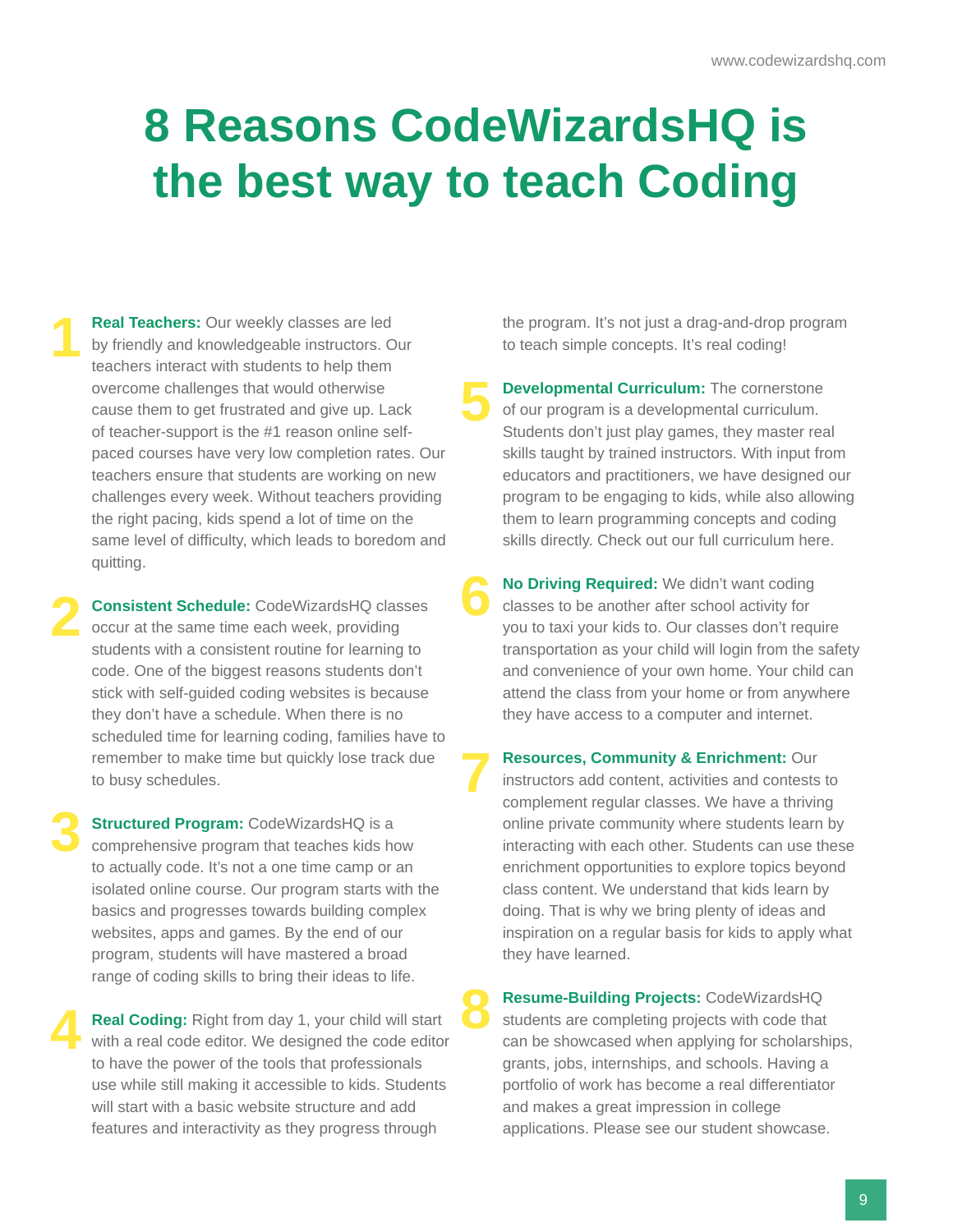# 8 Reasons CodeWizardsHQ is the best way to teach Coding

1. **Real Teachers:** Our weekly classes are led by friendly and knowledgeable instructors. Our teachers interact with students to help them overcome challenges that would otherwise cause them to get frustrated and give up. Lack of teacher-support is the #1 reason online self-paced courses have very low completion rates. Our teachers ensure that students are working on new challenges every week. Without teachers providing the right pacing, kids spend a lot of time on the same level of difficulty, which leads to boredom and quitting.

2. **Consistent Schedule:** CodeWizardsHQ classes occur at the same time each week, providing students with a consistent routine for learning to code. One of the biggest reasons students don't stick with self-guided coding websites is because they don't have a schedule. When there is no scheduled time for learning coding, families have to remember to make time but quickly lose track due to busy schedules.

3. **Structured Program:** CodeWizardsHQ is a comprehensive program that teaches kids how to actually code. It's not a one time camp or an isolated online course. Our program starts with the basics and progresses towards building complex websites, apps and games. By the end of our program, students will have mastered a broad range of coding skills to bring their ideas to life.

4. **Real Coding:** Right from day 1, your child will start with a real code editor. We designed the code editor to have the power of the tools that professionals use while still making it accessible to kids. Students will start with a basic website structure and add features and interactivity as they progress through the program. It's not just a drag-and-drop program to teach simple concepts. It's real coding!

5. **Developmental Curriculum:** The cornerstone of our program is a developmental curriculum. Students don't just play games, they master real skills taught by trained instructors. With input from educators and practitioners, we have designed our program to be engaging to kids, while also allowing them to learn programming concepts and coding skills directly. Check out our full curriculum here.

6. **No Driving Required:** We didn't want coding classes to be another after school activity for you to taxi your kids to. Our classes don't require transportation as your child will login from the safety and convenience of your own home. Your child can attend the class from your home or from anywhere they have access to a computer and internet.

7. **Resources, Community & Enrichment:** Our instructors add content, activities and contests to complement regular classes. We have a thriving online private community where students learn by interacting with each other. Students can use these enrichment opportunities to explore topics beyond class content. We understand that kids learn by doing. That is why we bring plenty of ideas and inspiration on a regular basis for kids to apply what they have learned.

8. **Resume-Building Projects:** CodeWizardsHQ students are completing projects with code that can be showcased when applying for scholarships, grants, jobs, internships, and schools. Having a portfolio of work has become a real differentiator and makes a great impression in college applications. Please see our student showcase.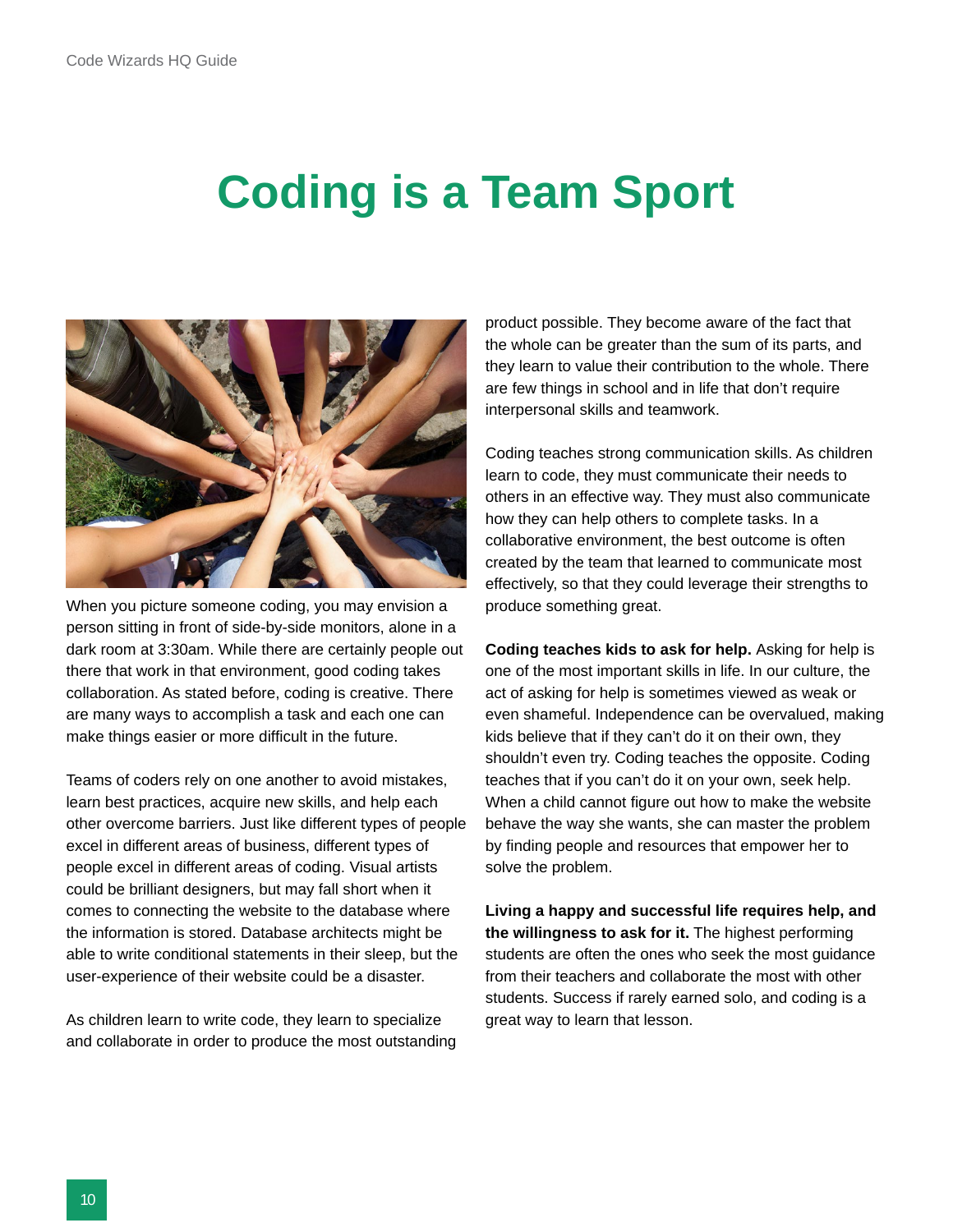# Coding is a Team Sport

When you picture someone coding, you may envision a person sitting in front of side-by-side monitors, alone in a dark room at 3:30am. While there are certainly people out there that work in that environment, good coding takes collaboration. As stated before, coding is creative. There are many ways to accomplish a task and each one can make things easier or more difficult in the future.

Teams of coders rely on one another to avoid mistakes, learn best practices, acquire new skills, and help each other overcome barriers. Just like different types of people excel in different areas of business, different types of people excel in different areas of coding. Visual artists could be brilliant designers, but may fall short when it comes to connecting the website to the database where the information is stored. Database architects might be able to write conditional statements in their sleep, but the user-experience of their website could be a disaster.

As children learn to write code, they learn to specialize and collaborate in order to produce the most outstanding product possible. They become aware of the fact that the whole can be greater than the sum of its parts, and they learn to value their contribution to the whole. There are few things in school and in life that don't require interpersonal skills and teamwork.

Coding teaches strong communication skills. As children learn to code, they must communicate their needs to others in an effective way. They must also communicate how they can help others to complete tasks. In a collaborative environment, the best outcome is often created by the team that learned to communicate most effectively, so that they could leverage their strengths to produce something great.

**Coding teaches kids to ask for help.** Asking for help is one of the most important skills in life. In our culture, the act of asking for help is sometimes viewed as weak or even shameful. Independence can be overvalued, making kids believe that if they can't do it on their own, they shouldn't even try. Coding teaches the opposite. Coding teaches that if you can't do it on your own, seek help. When a child cannot figure out how to make the website behave the way she wants, she can master the problem by finding people and resources that empower her to solve the problem.

**Living a happy and successful life requires help, and the willingness to ask for it.** The highest performing students are often the ones who seek the most guidance from their teachers and collaborate the most with other students. Success if rarely earned solo, and coding is a great way to learn that lesson.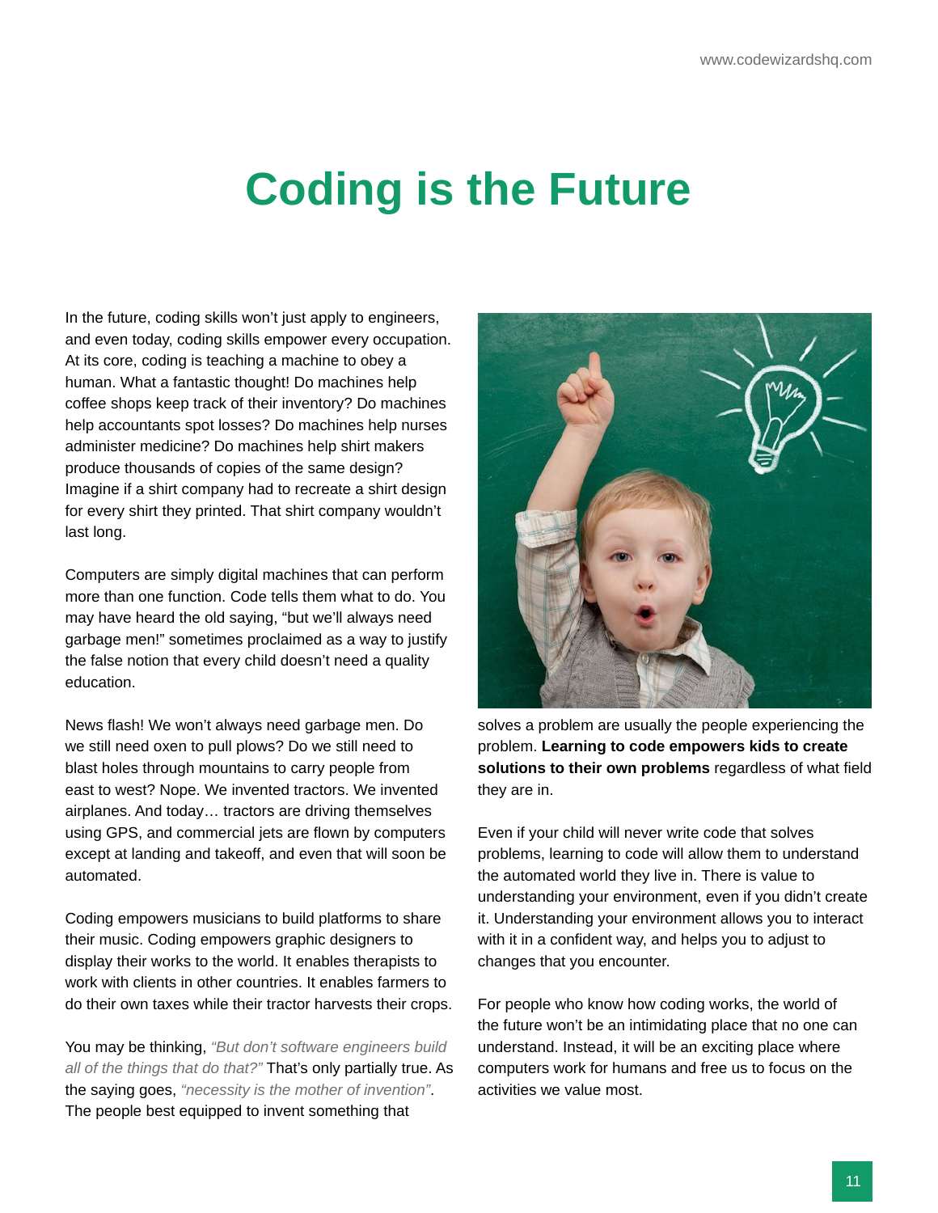# Coding is the Future

In the future, coding skills won't just apply to engineers, and even today, coding skills empower every occupation. At its core, coding is teaching a machine to obey a human. What a fantastic thought! Do machines help coffee shops keep track of their inventory? Do machines help accountants spot losses? Do machines help nurses administer medicine? Do machines help shirt makers produce thousands of copies of the same design? Imagine if a shirt company had to recreate a shirt design for every shirt they printed. That shirt company wouldn't last long.

Computers are simply digital machines that can perform more than one function. Code tells them what to do. You may have heard the old saying, "but we'll always need garbage men!" sometimes proclaimed as a way to justify the false notion that every child doesn't need a quality education.

News flash! We won't always need garbage men. Do we still need oxen to pull plows? Do we still need to blast holes through mountains to carry people from east to west? Nope. We invented tractors. We invented airplanes. And today… tractors are driving themselves using GPS, and commercial jets are flown by computers except at landing and takeoff, and even that will soon be automated.

Coding empowers musicians to build platforms to share their music. Coding empowers graphic designers to display their works to the world. It enables therapists to work with clients in other countries. It enables farmers to do their own taxes while their tractor harvests their crops.

You may be thinking, *"But don't software engineers build all of the things that do that?"* That's only partially true. As the saying goes, *"necessity is the mother of invention"*. The people best equipped to invent something that solves a problem are usually the people experiencing the problem. **Learning to code empowers kids to create solutions to their own problems** regardless of what field they are in.

Even if your child will never write code that solves problems, learning to code will allow them to understand the automated world they live in. There is value to understanding your environment, even if you didn't create it. Understanding your environment allows you to interact with it in a confident way, and helps you to adjust to changes that you encounter.

For people who know how coding works, the world of the future won't be an intimidating place that no one can understand. Instead, it will be an exciting place where computers work for humans and free us to focus on the activities we value most.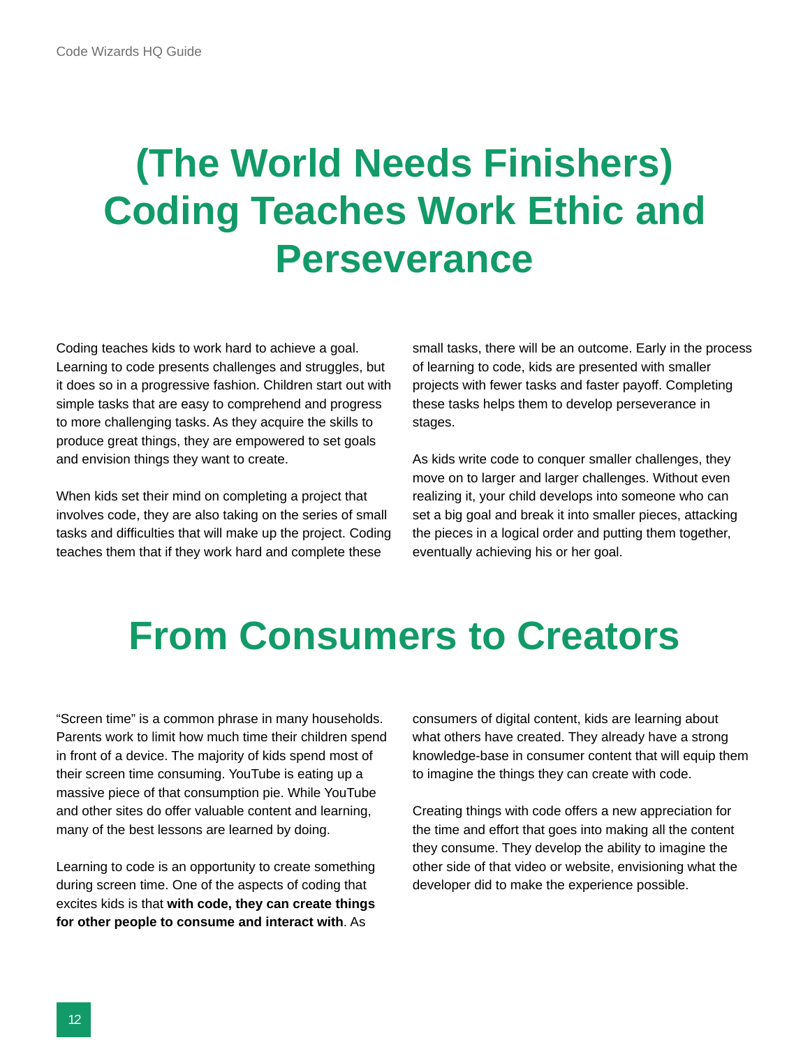# (The World Needs Finishers) Coding Teaches Work Ethic and Perseverance

Coding teaches kids to work hard to achieve a goal. Learning to code presents challenges and struggles, but it does so in a progressive fashion. Children start out with simple tasks that are easy to comprehend and progress to more challenging tasks. As they acquire the skills to produce great things, they are empowered to set goals and envision things they want to create.

When kids set their mind on completing a project that involves code, they are also taking on the series of small tasks and difficulties that will make up the project. Coding teaches them that if they work hard and complete these small tasks, there will be an outcome. Early in the process of learning to code, kids are presented with smaller projects with fewer tasks and faster payoff. Completing these tasks helps them to develop perseverance in stages.

As kids write code to conquer smaller challenges, they move on to larger and larger challenges. Without even realizing it, your child develops into someone who can set a big goal and break it into smaller pieces, attacking the pieces in a logical order and putting them together, eventually achieving his or her goal.

# From Consumers to Creators

“Screen time” is a common phrase in many households. Parents work to limit how much time their children spend in front of a device. The majority of kids spend most of their screen time consuming. YouTube is eating up a massive piece of that consumption pie. While YouTube and other sites do offer valuable content and learning, many of the best lessons are learned by doing.

Learning to code is an opportunity to create something during screen time. One of the aspects of coding that excites kids is that **with code, they can create things for other people to consume and interact with**. As consumers of digital content, kids are learning about what others have created. They already have a strong knowledge-base in consumer content that will equip them to imagine the things they can create with code.

Creating things with code offers a new appreciation for the time and effort that goes into making all the content they consume. They develop the ability to imagine the other side of that video or website, envisioning what the developer did to make the experience possible.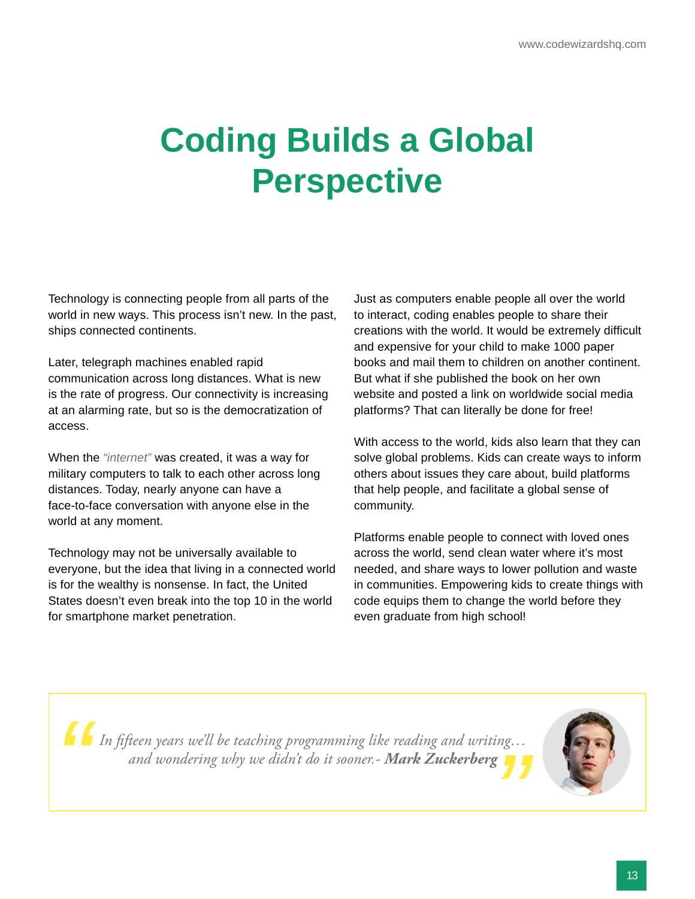# Coding Builds a Global Perspective

Technology is connecting people from all parts of the world in new ways. This process isn't new. In the past, ships connected continents.

Later, telegraph machines enabled rapid communication across long distances. What is new is the rate of progress. Our connectivity is increasing at an alarming rate, but so is the democratization of access.

When the *"internet"* was created, it was a way for military computers to talk to each other across long distances. Today, nearly anyone can have a face-to-face conversation with anyone else in the world at any moment.

Technology may not be universally available to everyone, but the idea that living in a connected world is for the wealthy is nonsense. In fact, the United States doesn't even break into the top 10 in the world for smartphone market penetration.

Just as computers enable people all over the world to interact, coding enables people to share their creations with the world. It would be extremely difficult and expensive for your child to make 1000 paper books and mail them to children on another continent. But what if she published the book on her own website and posted a link on worldwide social media platforms? That can literally be done for free!

With access to the world, kids also learn that they can solve global problems. Kids can create ways to inform others about issues they care about, build platforms that help people, and facilitate a global sense of community.

Platforms enable people to connect with loved ones across the world, send clean water where it's most needed, and share ways to lower pollution and waste in communities. Empowering kids to create things with code equips them to change the world before they even graduate from high school!

> *"In fifteen years we'll be teaching programming like reading and writing… and wondering why we didn't do it sooner."* - ***Mark Zuckerberg***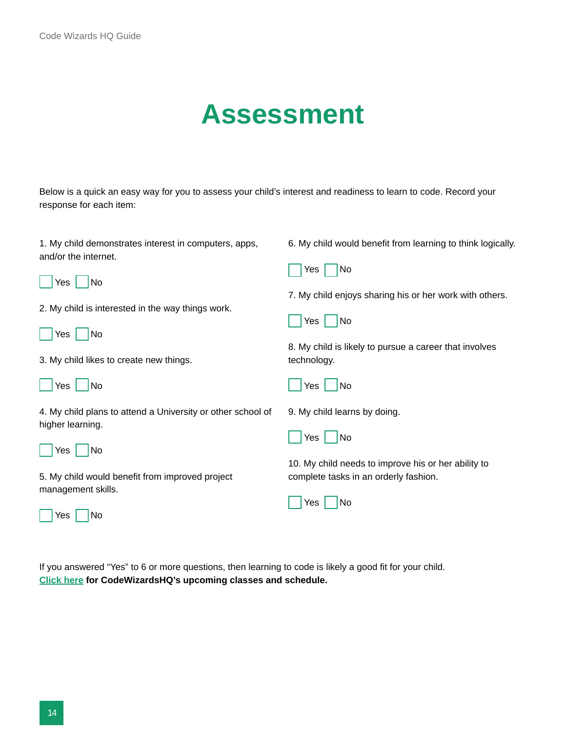# Assessment

Below is a quick an easy way for you to assess your child's interest and readiness to learn to code. Record your response for each item:

1. My child demonstrates interest in computers, apps, and/or the internet.

   ☐ Yes ☐ No

2. My child is interested in the way things work.

   ☐ Yes ☐ No

3. My child likes to create new things.

   ☐ Yes ☐ No

4. My child plans to attend a University or other school of higher learning.

   ☐ Yes ☐ No

5. My child would benefit from improved project management skills.

   ☐ Yes ☐ No

6. My child would benefit from learning to think logically.

   ☐ Yes ☐ No

7. My child enjoys sharing his or her work with others.

   ☐ Yes ☐ No

8. My child is likely to pursue a career that involves technology.

   ☐ Yes ☐ No

9. My child learns by doing.

   ☐ Yes ☐ No

10. My child needs to improve his or her ability to complete tasks in an orderly fashion.

    ☐ Yes ☐ No

If you answered "Yes" to 6 or more questions, then learning to code is likely a good fit for your child.
**Click here for CodeWizardsHQ's upcoming classes and schedule.**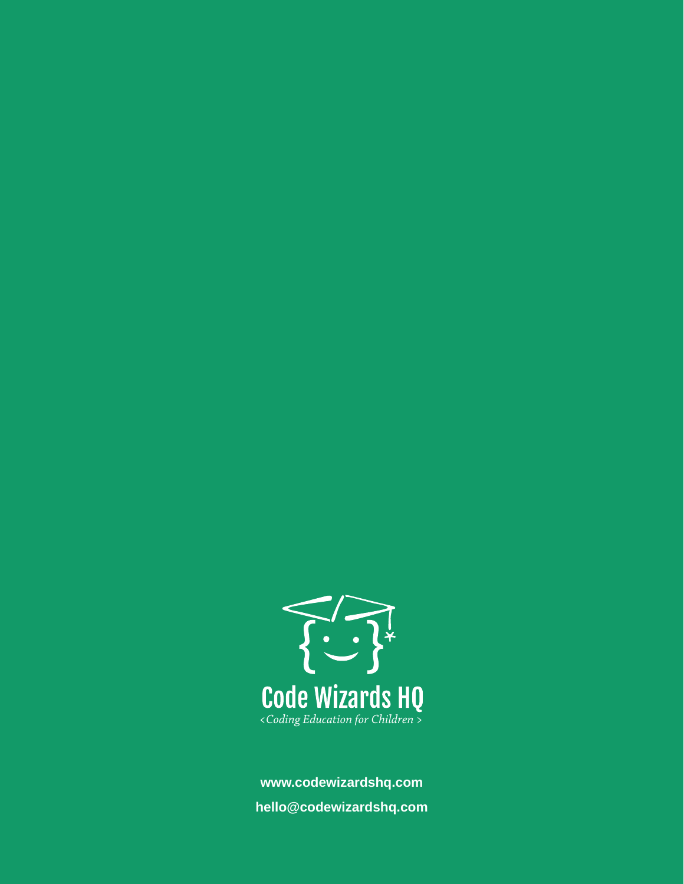Code Wizards HQ

*<Coding Education for Children >*

**www.codewizardshq.com**

**hello@codewizardshq.com**